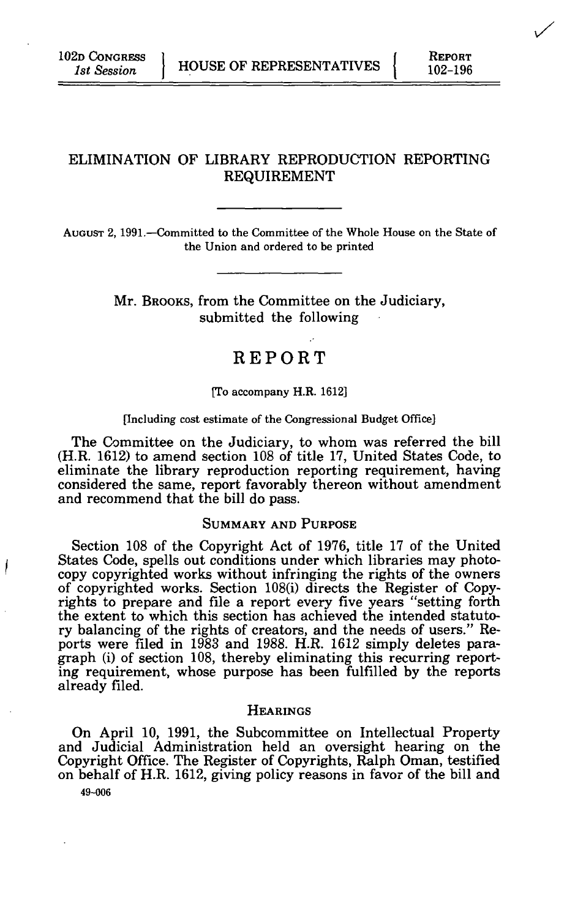102D CONGRESS
*1st Session*

HOUSE OF REPRESENTATIVES

REPORT
102-196

# ELIMINATION OF LIBRARY REPRODUCTION REPORTING REQUIREMENT

AUGUST 2, 1991.—Committed to the Committee of the Whole House on the State of the Union and ordered to be printed

Mr. BROOKS, from the Committee on the Judiciary, submitted the following

## REPORT

[To accompany H.R. 1612]

[Including cost estimate of the Congressional Budget Office]

The Committee on the Judiciary, to whom was referred the bill (H.R. 1612) to amend section 108 of title 17, United States Code, to eliminate the library reproduction reporting requirement, having considered the same, report favorably thereon without amendment and recommend that the bill do pass.

### SUMMARY AND PURPOSE

Section 108 of the Copyright Act of 1976, title 17 of the United States Code, spells out conditions under which libraries may photocopy copyrighted works without infringing the rights of the owners of copyrighted works. Section 108(i) directs the Register of Copyrights to prepare and file a report every five years "setting forth the extent to which this section has achieved the intended statutory balancing of the rights of creators, and the needs of users." Reports were filed in 1983 and 1988. H.R. 1612 simply deletes paragraph (i) of section 108, thereby eliminating this recurring reporting requirement, whose purpose has been fulfilled by the reports already filed.

### HEARINGS

On April 10, 1991, the Subcommittee on Intellectual Property and Judicial Administration held an oversight hearing on the Copyright Office. The Register of Copyrights, Ralph Oman, testified on behalf of H.R. 1612, giving policy reasons in favor of the bill and

49-006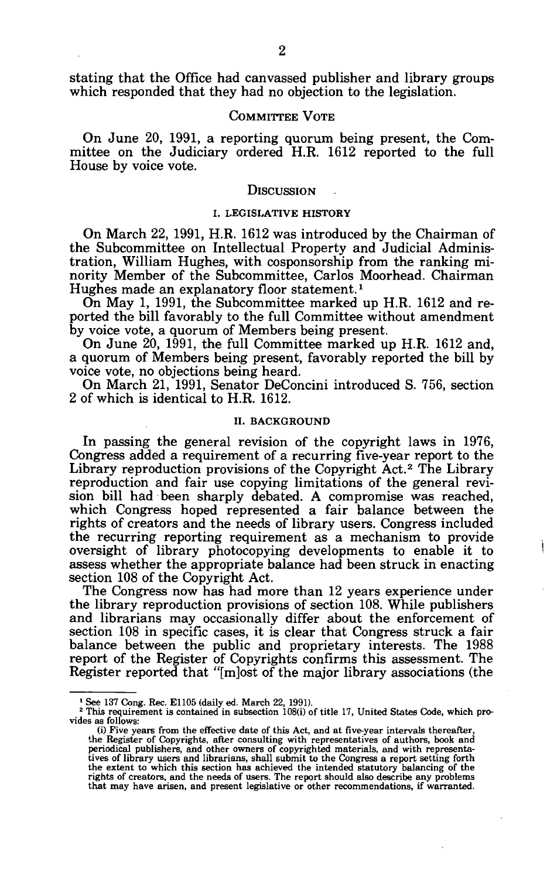stating that the Office had canvassed publisher and library groups which responded that they had no objection to the legislation.

## Committee Vote

On June 20, 1991, a reporting quorum being present, the Committee on the Judiciary ordered H.R. 1612 reported to the full House by voice vote.

## Discussion

### I. Legislative History

On March 22, 1991, H.R. 1612 was introduced by the Chairman of the Subcommittee on Intellectual Property and Judicial Administration, William Hughes, with cosponsorship from the ranking minority Member of the Subcommittee, Carlos Moorhead. Chairman Hughes made an explanatory floor statement.[1]

On May 1, 1991, the Subcommittee marked up H.R. 1612 and reported the bill favorably to the full Committee without amendment by voice vote, a quorum of Members being present.

On June 20, 1991, the full Committee marked up H.R. 1612 and, a quorum of Members being present, favorably reported the bill by voice vote, no objections being heard.

On March 21, 1991, Senator DeConcini introduced S. 756, section 2 of which is identical to H.R. 1612.

### II. Background

In passing the general revision of the copyright laws in 1976, Congress added a requirement of a recurring five-year report to the Library reproduction provisions of the Copyright Act.[2] The Library reproduction and fair use copying limitations of the general revision bill had been sharply debated. A compromise was reached, which Congress hoped represented a fair balance between the rights of creators and the needs of library users. Congress included the recurring reporting requirement as a mechanism to provide oversight of library photocopying developments to enable it to assess whether the appropriate balance had been struck in enacting section 108 of the Copyright Act.

The Congress now has had more than 12 years experience under the library reproduction provisions of section 108. While publishers and librarians may occasionally differ about the enforcement of section 108 in specific cases, it is clear that Congress struck a fair balance between the public and proprietary interests. The 1988 report of the Register of Copyrights confirms this assessment. The Register reported that "[m]ost of the major library associations (the

---

[1] See 137 Cong. Rec. E1105 (daily ed. March 22, 1991).

[2] This requirement is contained in subsection 108(i) of title 17, United States Code, which provides as follows:

> (i) Five years from the effective date of this Act, and at five-year intervals thereafter, the Register of Copyrights, after consulting with representatives of authors, book and periodical publishers, and other owners of copyrighted materials, and with representatives of library users and librarians, shall submit to the Congress a report setting forth the extent to which this section has achieved the intended statutory balancing of the rights of creators, and the needs of users. The report should also describe any problems that may have arisen, and present legislative or other recommendations, if warranted.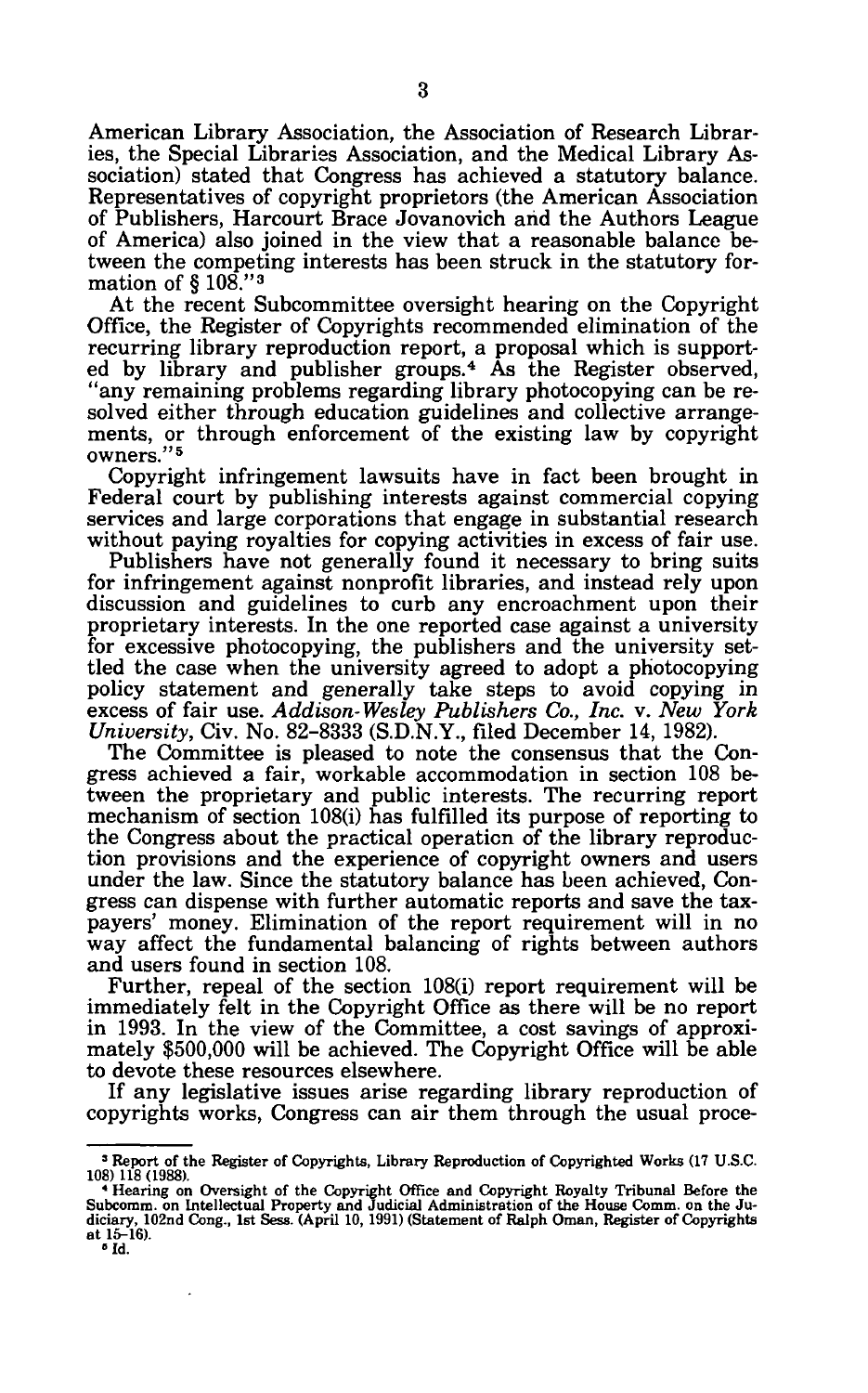American Library Association, the Association of Research Libraries, the Special Libraries Association, and the Medical Library Association) stated that Congress has achieved a statutory balance. Representatives of copyright proprietors (the American Association of Publishers, Harcourt Brace Jovanovich and the Authors League of America) also joined in the view that a reasonable balance between the competing interests has been struck in the statutory formation of § 108."[3]

At the recent Subcommittee oversight hearing on the Copyright Office, the Register of Copyrights recommended elimination of the recurring library reproduction report, a proposal which is supported by library and publisher groups.[4] As the Register observed, "any remaining problems regarding library photocopying can be resolved either through education guidelines and collective arrangements, or through enforcement of the existing law by copyright owners."[5]

Copyright infringement lawsuits have in fact been brought in Federal court by publishing interests against commercial copying services and large corporations that engage in substantial research without paying royalties for copying activities in excess of fair use.

Publishers have not generally found it necessary to bring suits for infringement against nonprofit libraries, and instead rely upon discussion and guidelines to curb any encroachment upon their proprietary interests. In the one reported case against a university for excessive photocopying, the publishers and the university settled the case when the university agreed to adopt a photocopying policy statement and generally take steps to avoid copying in excess of fair use. *Addison-Wesley Publishers Co., Inc.* v. *New York University*, Civ. No. 82-8333 (S.D.N.Y., filed December 14, 1982).

The Committee is pleased to note the consensus that the Congress achieved a fair, workable accommodation in section 108 between the proprietary and public interests. The recurring report mechanism of section 108(i) has fulfilled its purpose of reporting to the Congress about the practical operation of the library reproduction provisions and the experience of copyright owners and users under the law. Since the statutory balance has been achieved, Congress can dispense with further automatic reports and save the taxpayers' money. Elimination of the report requirement will in no way affect the fundamental balancing of rights between authors and users found in section 108.

Further, repeal of the section 108(i) report requirement will be immediately felt in the Copyright Office as there will be no report in 1993. In the view of the Committee, a cost savings of approximately $500,000 will be achieved. The Copyright Office will be able to devote these resources elsewhere.

If any legislative issues arise regarding library reproduction of copyrights works, Congress can air them through the usual proce-

---

[3] Report of the Register of Copyrights, Library Reproduction of Copyrighted Works (17 U.S.C. 108) 118 (1988).

[4] Hearing on Oversight of the Copyright Office and Copyright Royalty Tribunal Before the Subcomm. on Intellectual Property and Judicial Administration of the House Comm. on the Judiciary, 102nd Cong., 1st Sess. (April 10, 1991) (Statement of Ralph Oman, Register of Copyrights at 15–16).

[5] Id.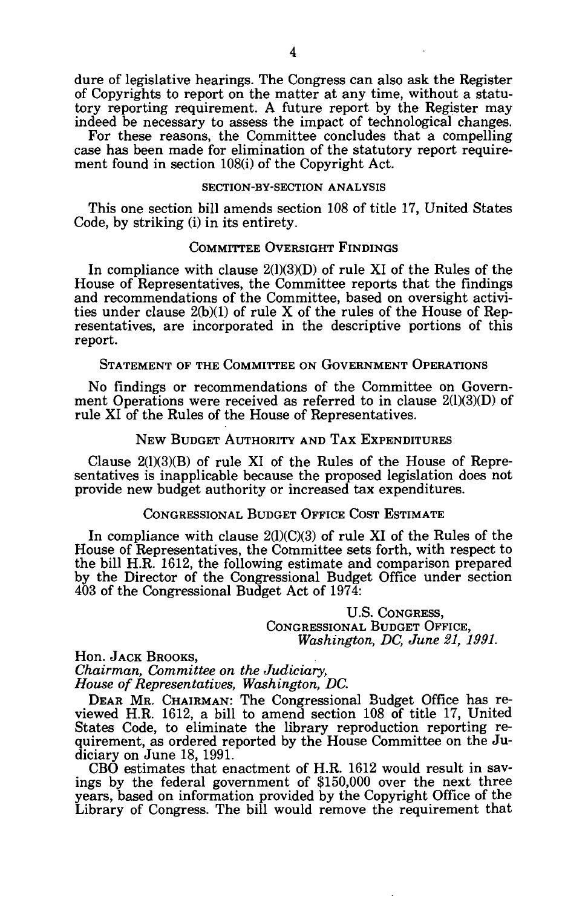dure of legislative hearings. The Congress can also ask the Register of Copyrights to report on the matter at any time, without a statutory reporting requirement. A future report by the Register may indeed be necessary to assess the impact of technological changes.

For these reasons, the Committee concludes that a compelling case has been made for elimination of the statutory report requirement found in section 108(i) of the Copyright Act.

## SECTION-BY-SECTION ANALYSIS

This one section bill amends section 108 of title 17, United States Code, by striking (i) in its entirety.

## COMMITTEE OVERSIGHT FINDINGS

In compliance with clause 2(l)(3)(D) of rule XI of the Rules of the House of Representatives, the Committee reports that the findings and recommendations of the Committee, based on oversight activities under clause 2(b)(1) of rule X of the rules of the House of Representatives, are incorporated in the descriptive portions of this report.

## STATEMENT OF THE COMMITTEE ON GOVERNMENT OPERATIONS

No findings or recommendations of the Committee on Government Operations were received as referred to in clause 2(l)(3)(D) of rule XI of the Rules of the House of Representatives.

## NEW BUDGET AUTHORITY AND TAX EXPENDITURES

Clause 2(l)(3)(B) of rule XI of the Rules of the House of Representatives is inapplicable because the proposed legislation does not provide new budget authority or increased tax expenditures.

## CONGRESSIONAL BUDGET OFFICE COST ESTIMATE

In compliance with clause 2(l)(C)(3) of rule XI of the Rules of the House of Representatives, the Committee sets forth, with respect to the bill H.R. 1612, the following estimate and comparison prepared by the Director of the Congressional Budget Office under section 403 of the Congressional Budget Act of 1974:

U.S. CONGRESS,
CONGRESSIONAL BUDGET OFFICE,
*Washington, DC, June 21, 1991.*

Hon. JACK BROOKS,
*Chairman, Committee on the Judiciary,*
*House of Representatives, Washington, DC.*

DEAR MR. CHAIRMAN: The Congressional Budget Office has reviewed H.R. 1612, a bill to amend section 108 of title 17, United States Code, to eliminate the library reproduction reporting requirement, as ordered reported by the House Committee on the Judiciary on June 18, 1991.

CBO estimates that enactment of H.R. 1612 would result in savings by the federal government of $150,000 over the next three years, based on information provided by the Copyright Office of the Library of Congress. The bill would remove the requirement that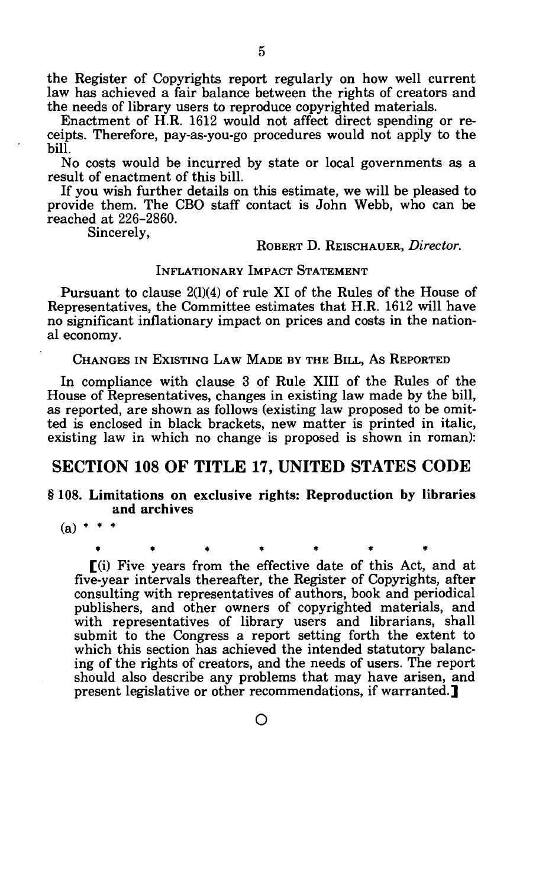the Register of Copyrights report regularly on how well current law has achieved a fair balance between the rights of creators and the needs of library users to reproduce copyrighted materials.

Enactment of H.R. 1612 would not affect direct spending or receipts. Therefore, pay-as-you-go procedures would not apply to the bill.

No costs would be incurred by state or local governments as a result of enactment of this bill.

If you wish further details on this estimate, we will be pleased to provide them. The CBO staff contact is John Webb, who can be reached at 226-2860.

Sincerely,

ROBERT D. REISCHAUER, *Director.*

INFLATIONARY IMPACT STATEMENT

Pursuant to clause 2(l)(4) of rule XI of the Rules of the House of Representatives, the Committee estimates that H.R. 1612 will have no significant inflationary impact on prices and costs in the national economy.

CHANGES IN EXISTING LAW MADE BY THE BILL, AS REPORTED

In compliance with clause 3 of Rule XIII of the Rules of the House of Representatives, changes in existing law made by the bill, as reported, are shown as follows (existing law proposed to be omitted is enclosed in black brackets, new matter is printed in italic, existing law in which no change is proposed is shown in roman):

## SECTION 108 OF TITLE 17, UNITED STATES CODE

**§ 108. Limitations on exclusive rights: Reproduction by libraries and archives**

(a) * * *

\* \* \* \* \* \* \*

[(i) Five years from the effective date of this Act, and at five-year intervals thereafter, the Register of Copyrights, after consulting with representatives of authors, book and periodical publishers, and other owners of copyrighted materials, and with representatives of library users and librarians, shall submit to the Congress a report setting forth the extent to which this section has achieved the intended statutory balancing of the rights of creators, and the needs of users. The report should also describe any problems that may have arisen, and present legislative or other recommendations, if warranted.]

O